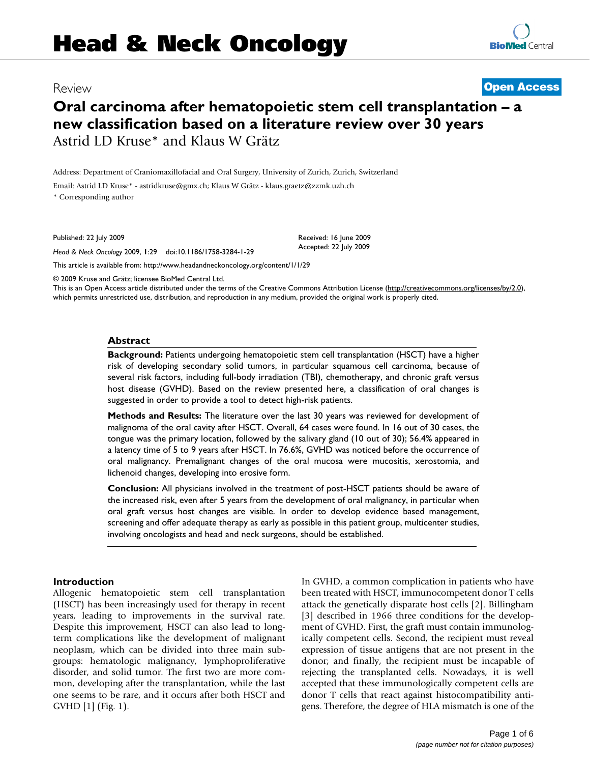# Head & Neck Oncology

Review

**Open Access**

# Oral carcinoma after hematopoietic stem cell transplantation – a new classification based on a literature review over 30 years

Astrid LD Kruse* and Klaus W Grätz

Address: Department of Craniomaxillofacial and Oral Surgery, University of Zurich, Zurich, Switzerland

Email: Astrid LD Kruse* - astridkruse@gmx.ch; Klaus W Grätz - klaus.graetz@zzmk.uzh.ch

* Corresponding author

Published: 22 July 2009

*Head & Neck Oncology* 2009, **1**:29 doi:10.1186/1758-3284-1-29

Received: 16 June 2009
Accepted: 22 July 2009

This article is available from: http://www.headandneckoncology.org/content/1/1/29

© 2009 Kruse and Grätz; licensee BioMed Central Ltd.
This is an Open Access article distributed under the terms of the Creative Commons Attribution License (http://creativecommons.org/licenses/by/2.0), which permits unrestricted use, distribution, and reproduction in any medium, provided the original work is properly cited.

## Abstract

**Background:** Patients undergoing hematopoietic stem cell transplantation (HSCT) have a higher risk of developing secondary solid tumors, in particular squamous cell carcinoma, because of several risk factors, including full-body irradiation (TBI), chemotherapy, and chronic graft versus host disease (GVHD). Based on the review presented here, a classification of oral changes is suggested in order to provide a tool to detect high-risk patients.

**Methods and Results:** The literature over the last 30 years was reviewed for development of malignoma of the oral cavity after HSCT. Overall, 64 cases were found. In 16 out of 30 cases, the tongue was the primary location, followed by the salivary gland (10 out of 30); 56.4% appeared in a latency time of 5 to 9 years after HSCT. In 76.6%, GVHD was noticed before the occurrence of oral malignancy. Premalignant changes of the oral mucosa were mucositis, xerostomia, and lichenoid changes, developing into erosive form.

**Conclusion:** All physicians involved in the treatment of post-HSCT patients should be aware of the increased risk, even after 5 years from the development of oral malignancy, in particular when oral graft versus host changes are visible. In order to develop evidence based management, screening and offer adequate therapy as early as possible in this patient group, multicenter studies, involving oncologists and head and neck surgeons, should be established.

## Introduction

Allogenic hematopoietic stem cell transplantation (HSCT) has been increasingly used for therapy in recent years, leading to improvements in the survival rate. Despite this improvement, HSCT can also lead to long-term complications like the development of malignant neoplasm, which can be divided into three main subgroups: hematologic malignancy, lymphoproliferative disorder, and solid tumor. The first two are more common, developing after the transplantation, while the last one seems to be rare, and it occurs after both HSCT and GVHD [1] (Fig. 1).

In GVHD, a common complication in patients who have been treated with HSCT, immunocompetent donor T cells attack the genetically disparate host cells [2]. Billingham [3] described in 1966 three conditions for the development of GVHD. First, the graft must contain immunologically competent cells. Second, the recipient must reveal expression of tissue antigens that are not present in the donor; and finally, the recipient must be incapable of rejecting the transplanted cells. Nowadays, it is well accepted that these immunologically competent cells are donor T cells that react against histocompatibility antigens. Therefore, the degree of HLA mismatch is one of the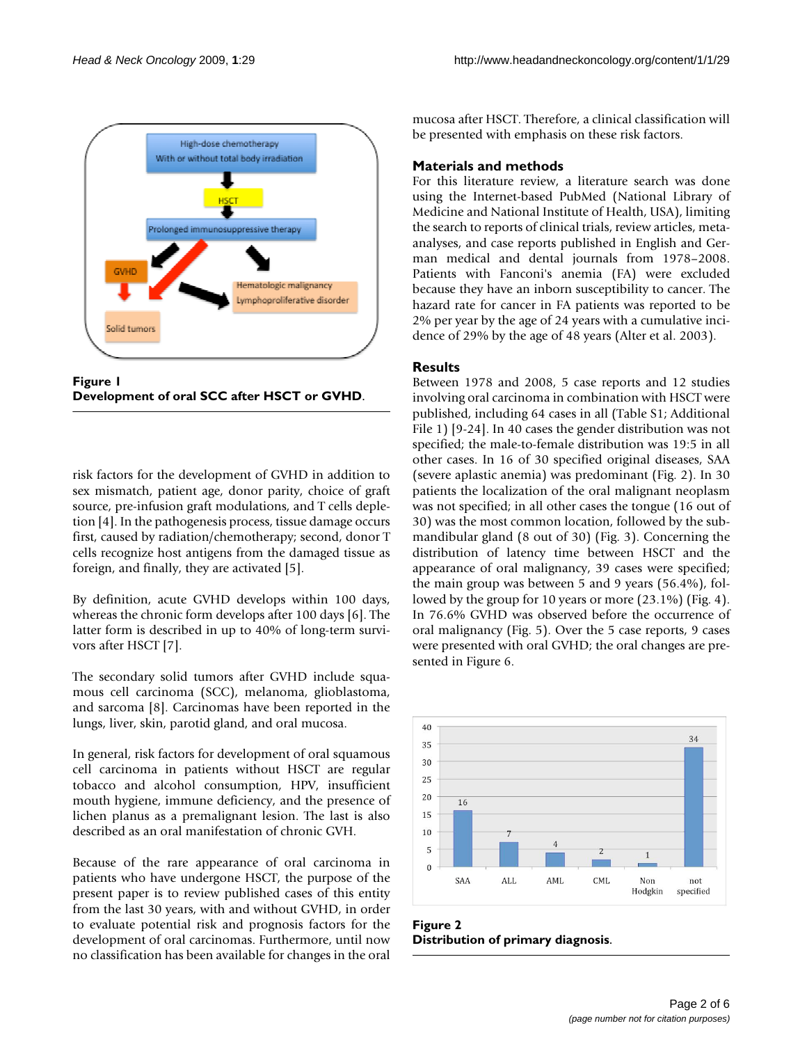**Figure 1**
**Development of oral SCC after HSCT or GVHD**.

risk factors for the development of GVHD in addition to sex mismatch, patient age, donor parity, choice of graft source, pre-infusion graft modulations, and T cells depletion [4]. In the pathogenesis process, tissue damage occurs first, caused by radiation/chemotherapy; second, donor T cells recognize host antigens from the damaged tissue as foreign, and finally, they are activated [5].

By definition, acute GVHD develops within 100 days, whereas the chronic form develops after 100 days [6]. The latter form is described in up to 40% of long-term survivors after HSCT [7].

The secondary solid tumors after GVHD include squamous cell carcinoma (SCC), melanoma, glioblastoma, and sarcoma [8]. Carcinomas have been reported in the lungs, liver, skin, parotid gland, and oral mucosa.

In general, risk factors for development of oral squamous cell carcinoma in patients without HSCT are regular tobacco and alcohol consumption, HPV, insufficient mouth hygiene, immune deficiency, and the presence of lichen planus as a premalignant lesion. The last is also described as an oral manifestation of chronic GVH.

Because of the rare appearance of oral carcinoma in patients who have undergone HSCT, the purpose of the present paper is to review published cases of this entity from the last 30 years, with and without GVHD, in order to evaluate potential risk and prognosis factors for the development of oral carcinomas. Furthermore, until now no classification has been available for changes in the oral mucosa after HSCT. Therefore, a clinical classification will be presented with emphasis on these risk factors.

## Materials and methods

For this literature review, a literature search was done using the Internet-based PubMed (National Library of Medicine and National Institute of Health, USA), limiting the search to reports of clinical trials, review articles, meta-analyses, and case reports published in English and German medical and dental journals from 1978–2008. Patients with Fanconi's anemia (FA) were excluded because they have an inborn susceptibility to cancer. The hazard rate for cancer in FA patients was reported to be 2% per year by the age of 24 years with a cumulative incidence of 29% by the age of 48 years (Alter et al. 2003).

## Results

Between 1978 and 2008, 5 case reports and 12 studies involving oral carcinoma in combination with HSCT were published, including 64 cases in all (Table S1; Additional File 1) [9-24]. In 40 cases the gender distribution was not specified; the male-to-female distribution was 19:5 in all other cases. In 16 of 30 specified original diseases, SAA (severe aplastic anemia) was predominant (Fig. 2). In 30 patients the localization of the oral malignant neoplasm was not specified; in all other cases the tongue (16 out of 30) was the most common location, followed by the submandibular gland (8 out of 30) (Fig. 3). Concerning the distribution of latency time between HSCT and the appearance of oral malignancy, 39 cases were specified; the main group was between 5 and 9 years (56.4%), followed by the group for 10 years or more (23.1%) (Fig. 4). In 76.6% GVHD was observed before the occurrence of oral malignancy (Fig. 5). Over the 5 case reports, 9 cases were presented with oral GVHD; the oral changes are presented in Figure 6.

**Figure 2**
**Distribution of primary diagnosis**.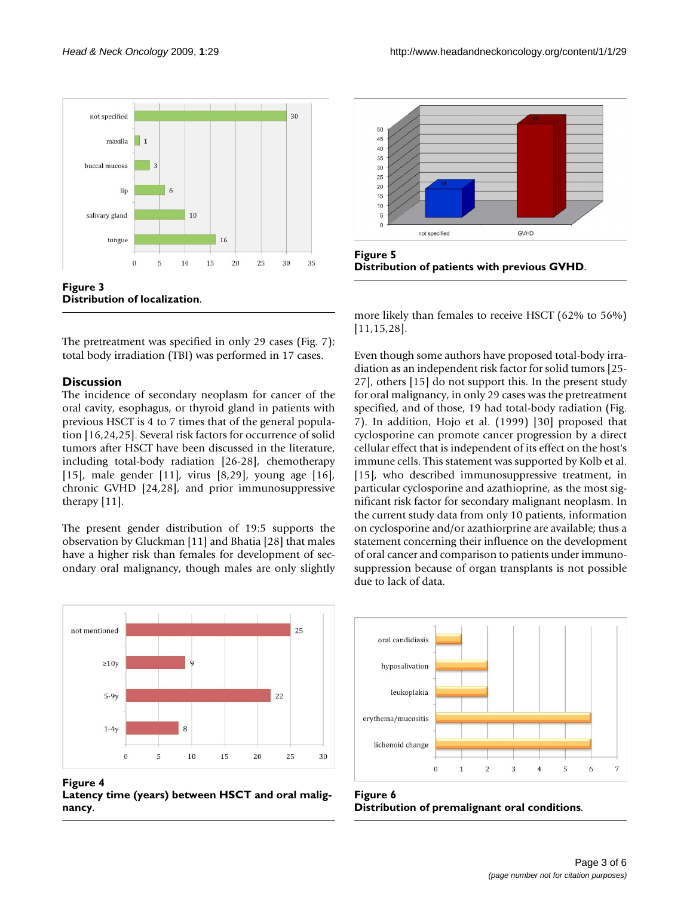**Figure 3**
**Distribution of localization.**

**Figure 5**
**Distribution of patients with previous GVHD.**

The pretreatment was specified in only 29 cases (Fig. 7); total body irradiation (TBI) was performed in 17 cases.

## Discussion

The incidence of secondary neoplasm for cancer of the oral cavity, esophagus, or thyroid gland in patients with previous HSCT is 4 to 7 times that of the general population [16,24,25]. Several risk factors for occurrence of solid tumors after HSCT have been discussed in the literature, including total-body radiation [26-28], chemotherapy [15], male gender [11], virus [8,29], young age [16], chronic GVHD [24,28], and prior immunosuppressive therapy [11].

The present gender distribution of 19:5 supports the observation by Gluckman [11] and Bhatia [28] that males have a higher risk than females for development of secondary oral malignancy, though males are only slightly more likely than females to receive HSCT (62% to 56%) [11,15,28].

Even though some authors have proposed total-body irradiation as an independent risk factor for solid tumors [25-27], others [15] do not support this. In the present study for oral malignancy, in only 29 cases was the pretreatment specified, and of those, 19 had total-body radiation (Fig. 7). In addition, Hojo et al. (1999) [30] proposed that cyclosporine can promote cancer progression by a direct cellular effect that is independent of its effect on the host's immune cells. This statement was supported by Kolb et al. [15], who described immunosuppressive treatment, in particular cyclosporine and azathioprine, as the most significant risk factor for secondary malignant neoplasm. In the current study data from only 10 patients, information on cyclosporine and/or azathiorpine are available; thus a statement concerning their influence on the development of oral cancer and comparison to patients under immunosuppression because of organ transplants is not possible due to lack of data.

**Figure 4**
**Latency time (years) between HSCT and oral malignancy.**

**Figure 6**
**Distribution of premalignant oral conditions.**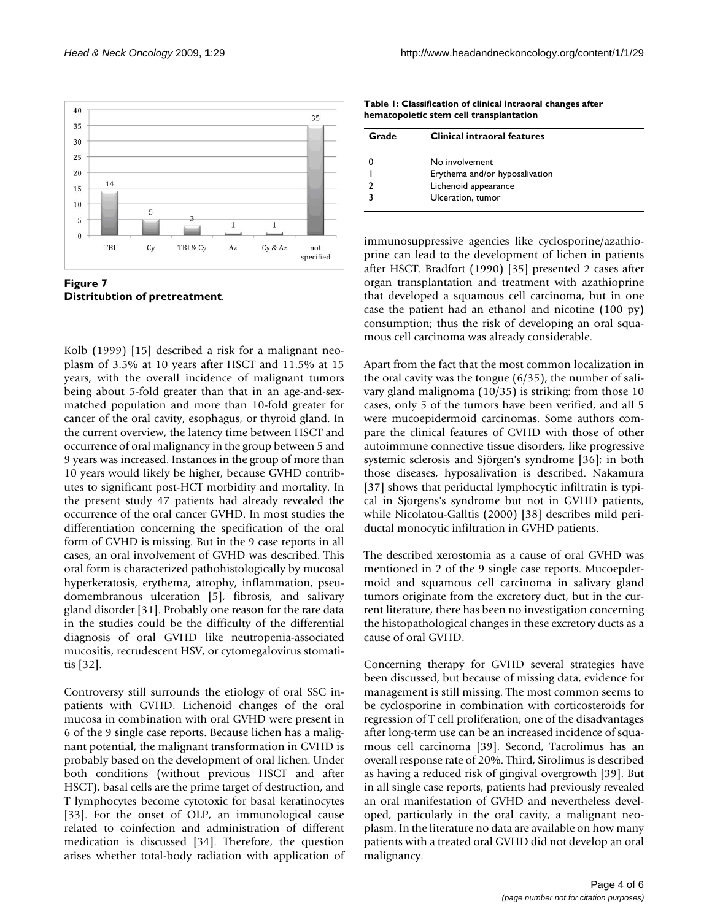**Figure 7**
**Distritubtion of pretreatment.**

**Table 1: Classification of clinical intraoral changes after hematopoietic stem cell transplantation**

| Grade | Clinical intraoral features |
| --- | --- |
| 0 | No involvement |
| 1 | Erythema and/or hyposalivation |
| 2 | Lichenoid appearance |
| 3 | Ulceration, tumor |

Kolb (1999) [15] described a risk for a malignant neoplasm of 3.5% at 10 years after HSCT and 11.5% at 15 years, with the overall incidence of malignant tumors being about 5-fold greater than that in an age-and-sex-matched population and more than 10-fold greater for cancer of the oral cavity, esophagus, or thyroid gland. In the current overview, the latency time between HSCT and occurrence of oral malignancy in the group between 5 and 9 years was increased. Instances in the group of more than 10 years would likely be higher, because GVHD contributes to significant post-HCT morbidity and mortality. In the present study 47 patients had already revealed the occurrence of the oral cancer GVHD. In most studies the differentiation concerning the specification of the oral form of GVHD is missing. But in the 9 case reports in all cases, an oral involvement of GVHD was described. This oral form is characterized pathohistologically by mucosal hyperkeratosis, erythema, atrophy, inflammation, pseudomembranous ulceration [5], fibrosis, and salivary gland disorder [31]. Probably one reason for the rare data in the studies could be the difficulty of the differential diagnosis of oral GVHD like neutropenia-associated mucositis, recrudescent HSV, or cytomegalovirus stomatitis [32].

Controversy still surrounds the etiology of oral SSC in patients with GVHD. Lichenoid changes of the oral mucosa in combination with oral GVHD were present in 6 of the 9 single case reports. Because lichen has a malignant potential, the malignant transformation in GVHD is probably based on the development of oral lichen. Under both conditions (without previous HSCT and after HSCT), basal cells are the prime target of destruction, and T lymphocytes become cytotoxic for basal keratinocytes [33]. For the onset of OLP, an immunological cause related to coinfection and administration of different medication is discussed [34]. Therefore, the question arises whether total-body radiation with application of immunosuppressive agencies like cyclosporine/azathioprine can lead to the development of lichen in patients after HSCT. Bradfort (1990) [35] presented 2 cases after organ transplantation and treatment with azathioprine that developed a squamous cell carcinoma, but in one case the patient had an ethanol and nicotine (100 py) consumption; thus the risk of developing an oral squamous cell carcinoma was already considerable.

Apart from the fact that the most common localization in the oral cavity was the tongue (6/35), the number of salivary gland malignoma (10/35) is striking: from those 10 cases, only 5 of the tumors have been verified, and all 5 were mucoepidermoid carcinomas. Some authors compare the clinical features of GVHD with those of other autoimmune connective tissue disorders, like progressive systemic sclerosis and Sjörgen's syndrome [36]; in both those diseases, hyposalivation is described. Nakamura [37] shows that periductal lymphocytic infiltratin is typical in Sjorgens's syndrome but not in GVHD patients, while Nicolatou-Galltis (2000) [38] describes mild periductal monocytic infiltration in GVHD patients.

The described xerostomia as a cause of oral GVHD was mentioned in 2 of the 9 single case reports. Mucoepdermoid and squamous cell carcinoma in salivary gland tumors originate from the excretory duct, but in the current literature, there has been no investigation concerning the histopathological changes in these excretory ducts as a cause of oral GVHD.

Concerning therapy for GVHD several strategies have been discussed, but because of missing data, evidence for management is still missing. The most common seems to be cyclosporine in combination with corticosteroids for regression of T cell proliferation; one of the disadvantages after long-term use can be an increased incidence of squamous cell carcinoma [39]. Second, Tacrolimus has an overall response rate of 20%. Third, Sirolimus is described as having a reduced risk of gingival overgrowth [39]. But in all single case reports, patients had previously revealed an oral manifestation of GVHD and nevertheless developed, particularly in the oral cavity, a malignant neoplasm. In the literature no data are available on how many patients with a treated oral GVHD did not develop an oral malignancy.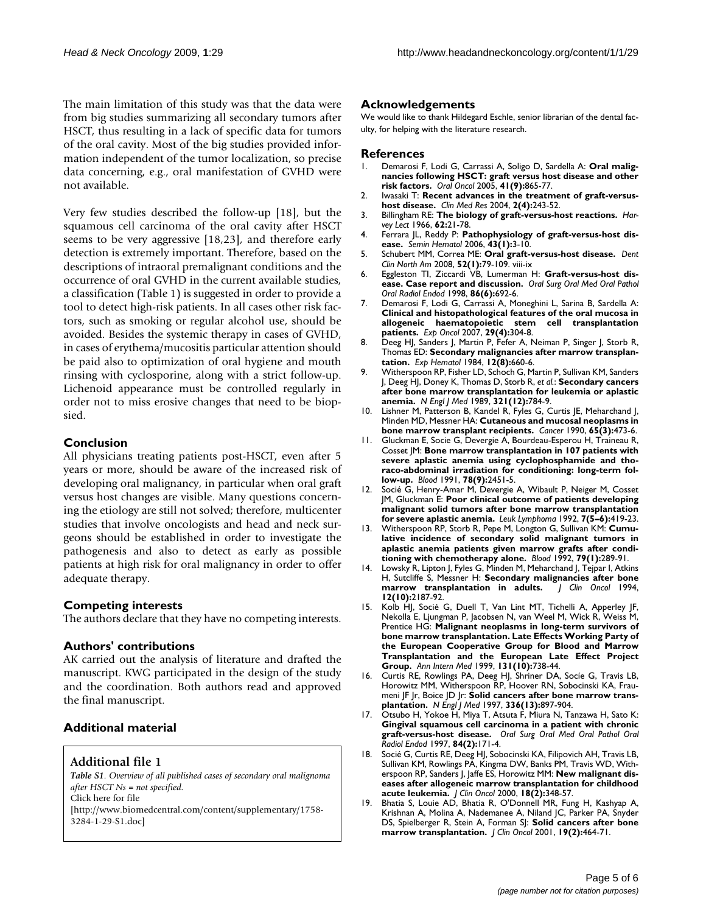The main limitation of this study was that the data were from big studies summarizing all secondary tumors after HSCT, thus resulting in a lack of specific data for tumors of the oral cavity. Most of the big studies provided information independent of the tumor localization, so precise data concerning, e.g., oral manifestation of GVHD were not available.

Very few studies described the follow-up [18], but the squamous cell carcinoma of the oral cavity after HSCT seems to be very aggressive [18,23], and therefore early detection is extremely important. Therefore, based on the descriptions of intraoral premalignant conditions and the occurrence of oral GVHD in the current available studies, a classification (Table 1) is suggested in order to provide a tool to detect high-risk patients. In all cases other risk factors, such as smoking or regular alcohol use, should be avoided. Besides the systemic therapy in cases of GVHD, in cases of erythema/mucositis particular attention should be paid also to optimization of oral hygiene and mouth rinsing with cyclosporine, along with a strict follow-up. Lichenoid appearance must be controlled regularly in order not to miss erosive changes that need to be biopsied.

## Conclusion

All physicians treating patients post-HSCT, even after 5 years or more, should be aware of the increased risk of developing oral malignancy, in particular when oral graft versus host changes are visible. Many questions concerning the etiology are still not solved; therefore, multicenter studies that involve oncologists and head and neck surgeons should be established in order to investigate the pathogenesis and also to detect as early as possible patients at high risk for oral malignancy in order to offer adequate therapy.

## Competing interests

The authors declare that they have no competing interests.

## Authors' contributions

AK carried out the analysis of literature and drafted the manuscript. KWG participated in the design of the study and the coordination. Both authors read and approved the final manuscript.

## Additional material

### Additional file 1

*Table S1. Overview of all published cases of secondary oral malignoma after HSCT Ns = not specified.*
Click here for file
[http://www.biomedcentral.com/content/supplementary/1758-3284-1-29-S1.doc]

## Acknowledgements

We would like to thank Hildegard Eschle, senior librarian of the dental faculty, for helping with the literature research.

## References

1. Demarosi F, Lodi G, Carrassi A, Soligo D, Sardella A: **Oral malignancies following HSCT: graft versus host disease and other risk factors.** *Oral Oncol* 2005, **41(9):**865-77.
2. Iwasaki T: **Recent advances in the treatment of graft-versus-host disease.** *Clin Med Res* 2004, **2(4):**243-52.
3. Billingham RE: **The biology of graft-versus-host reactions.** *Harvey Lect* 1966, **62:**21-78.
4. Ferrara JL, Reddy P: **Pathophysiology of graft-versus-host disease.** *Semin Hematol* 2006, **43(1):**3-10.
5. Schubert MM, Correa ME: **Oral graft-versus-host disease.** *Dent Clin North Am* 2008, **52(1):**79-109. viii-ix
6. Eggleston TI, Ziccardi VB, Lumerman H: **Graft-versus-host disease. Case report and discussion.** *Oral Surg Oral Med Oral Pathol Oral Radiol Endod* 1998, **86(6):**692-6.
7. Demarosi F, Lodi G, Carrassi A, Moneghini L, Sarina B, Sardella A: **Clinical and histopathological features of the oral mucosa in allogeneic haematopoietic stem cell transplantation patients.** *Exp Oncol* 2007, **29(4):**304-8.
8. Deeg HJ, Sanders J, Martin P, Fefer A, Neiman P, Singer J, Storb R, Thomas ED: **Secondary malignancies after marrow transplantation.** *Exp Hematol* 1984, **12(8):**660-6.
9. Witherspoon RP, Fisher LD, Schoch G, Martin P, Sullivan KM, Sanders J, Deeg HJ, Doney K, Thomas D, Storb R, *et al.*: **Secondary cancers after bone marrow transplantation for leukemia or aplastic anemia.** *N Engl J Med* 1989, **321(12):**784-9.
10. Lishner M, Patterson B, Kandel R, Fyles G, Curtis JE, Meharchand J, Minden MD, Messner HA: **Cutaneous and mucosal neoplasms in bone marrow transplant recipients.** *Cancer* 1990, **65(3):**473-6.
11. Gluckman E, Socie G, Devergie A, Bourdeau-Esperou H, Traineau R, Cosset JM: **Bone marrow transplantation in 107 patients with severe aplastic anemia using cyclophosphamide and thoraco-abdominal irradiation for conditioning: long-term follow-up.** *Blood* 1991, **78(9):**2451-5.
12. Socié G, Henry-Amar M, Devergie A, Wibault P, Neiger M, Cosset JM, Gluckman E: **Poor clinical outcome of patients developing malignant solid tumors after bone marrow transplantation for severe aplastic anemia.** *Leuk Lymphoma* 1992, **7(5–6):**419-23.
13. Witherspoon RP, Storb R, Pepe M, Longton G, Sullivan KM: **Cumulative incidence of secondary solid malignant tumors in aplastic anemia patients given marrow grafts after conditioning with chemotherapy alone.** *Blood* 1992, **79(1):**289-91.
14. Lowsky R, Lipton J, Fyles G, Minden M, Meharchand J, Tejpar I, Atkins H, Sutcliffe S, Messner H: **Secondary malignancies after bone marrow transplantation in adults.** *J Clin Oncol* 1994, **12(10):**2187-92.
15. Kolb HJ, Socié G, Duell T, Van Lint MT, Tichelli A, Apperley JF, Nekolla E, Ljungman P, Jacobsen N, van Weel M, Wick R, Weiss M, Prentice HG: **Malignant neoplasms in long-term survivors of bone marrow transplantation. Late Effects Working Party of the European Cooperative Group for Blood and Marrow Transplantation and the European Late Effect Project Group.** *Ann Intern Med* 1999, **131(10):**738-44.
16. Curtis RE, Rowlings PA, Deeg HJ, Shriner DA, Socie G, Travis LB, Horowitz MM, Witherspoon RP, Hoover RN, Sobocinski KA, Fraumeni JF Jr, Boice JD Jr: **Solid cancers after bone marrow transplantation.** *N Engl J Med* 1997, **336(13):**897-904.
17. Otsubo H, Yokoe H, Miya T, Atsuta F, Miura N, Tanzawa H, Sato K: **Gingival squamous cell carcinoma in a patient with chronic graft-versus-host disease.** *Oral Surg Oral Med Oral Pathol Oral Radiol Endod* 1997, **84(2):**171-4.
18. Socié G, Curtis RE, Deeg HJ, Sobocinski KA, Filipovich AH, Travis LB, Sullivan KM, Rowlings PA, Kingma DW, Banks PM, Travis WD, Witherspoon RP, Sanders J, Jaffe ES, Horowitz MM: **New malignant diseases after allogeneic marrow transplantation for childhood acute leukemia.** *J Clin Oncol* 2000, **18(2):**348-57.
19. Bhatia S, Louie AD, Bhatia R, O'Donnell MR, Fung H, Kashyap A, Krishnan A, Molina A, Nademanee A, Niland JC, Parker PA, Snyder DS, Spielberger R, Stein A, Forman SJ: **Solid cancers after bone marrow transplantation.** *J Clin Oncol* 2001, **19(2):**464-71.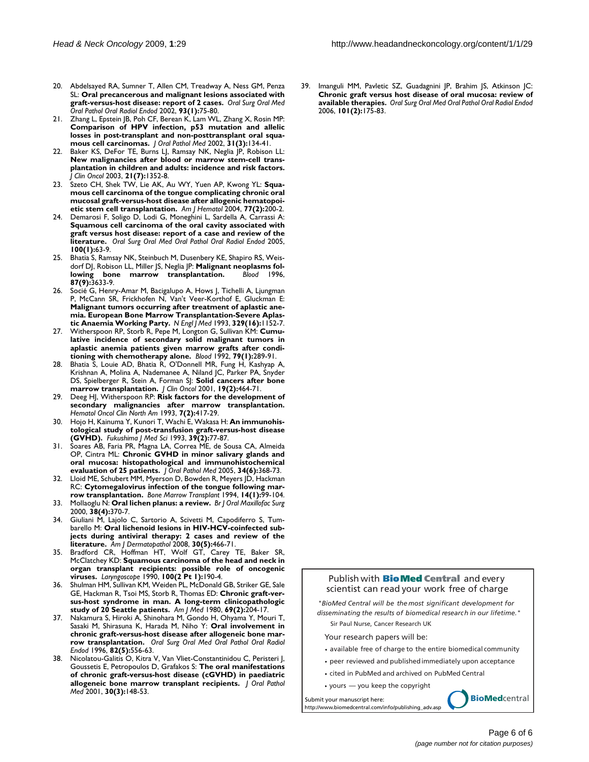20. Abdelsayed RA, Sumner T, Allen CM, Treadway A, Ness GM, Penza SL: **Oral precancerous and malignant lesions associated with graft-versus-host disease: report of 2 cases.** *Oral Surg Oral Med Oral Pathol Oral Radiol Endod* 2002, **93(1):**75-80.
21. Zhang L, Epstein JB, Poh CF, Berean K, Lam WL, Zhang X, Rosin MP: **Comparison of HPV infection, p53 mutation and allelic losses in post-transplant and non-posttransplant oral squamous cell carcinomas.** *J Oral Pathol Med* 2002, **31(3):**134-41.
22. Baker KS, DeFor TE, Burns LJ, Ramsay NK, Neglia JP, Robison LL: **New malignancies after blood or marrow stem-cell transplantation in children and adults: incidence and risk factors.** *J Clin Oncol* 2003, **21(7):**1352-8.
23. Szeto CH, Shek TW, Lie AK, Au WY, Yuen AP, Kwong YL: **Squamous cell carcinoma of the tongue complicating chronic oral mucosal graft-versus-host disease after allogenic hematopoietic stem cell transplantation.** *Am J Hematol* 2004, **77(2):**200-2.
24. Demarosi F, Soligo D, Lodi G, Moneghini L, Sardella A, Carrassi A: **Squamous cell carcinoma of the oral cavity associated with graft versus host disease: report of a case and review of the literature.** *Oral Surg Oral Med Oral Pathol Oral Radiol Endod* 2005, **100(1):**63-9.
25. Bhatia S, Ramsay NK, Steinbuch M, Dusenbery KE, Shapiro RS, Weisdorf DJ, Robison LL, Miller JS, Neglia JP: **Malignant neoplasms following bone marrow transplantation.** *Blood* 1996, **87(9):**3633-9.
26. Socié G, Henry-Amar M, Bacigalupo A, Hows J, Tichelli A, Ljungman P, McCann SR, Frickhofen N, Van't Veer-Korthof E, Gluckman E: **Malignant tumors occurring after treatment of aplastic anemia. European Bone Marrow Transplantation-Severe Aplastic Anaemia Working Party.** *N Engl J Med* 1993, **329(16):**1152-7.
27. Witherspoon RP, Storb R, Pepe M, Longton G, Sullivan KM: **Cumulative incidence of secondary solid malignant tumors in aplastic anemia patients given marrow grafts after conditioning with chemotherapy alone.** *Blood* 1992, **79(1):**289-91.
28. Bhatia S, Louie AD, Bhatia R, O'Donnell MR, Fung H, Kashyap A, Krishnan A, Molina A, Nademanee A, Niland JC, Parker PA, Snyder DS, Spielberger R, Stein A, Forman SJ: **Solid cancers after bone marrow transplantation.** *J Clin Oncol* 2001, **19(2):**464-71.
29. Deeg HJ, Witherspoon RP: **Risk factors for the development of secondary malignancies after marrow transplantation.** *Hematol Oncol Clin North Am* 1993, **7(2):**417-29.
30. Hojo H, Kainuma Y, Kunori T, Wachi E, Wakasa H: **An immunohistological study of post-transfusion graft-versus-host disease (GVHD).** *Fukushima J Med Sci* 1993, **39(2):**77-87.
31. Soares AB, Faria PR, Magna LA, Correa ME, de Sousa CA, Almeida OP, Cintra ML: **Chronic GVHD in minor salivary glands and oral mucosa: histopathological and immunohistochemical evaluation of 25 patients.** *J Oral Pathol Med* 2005, **34(6):**368-73.
32. Lloid ME, Schubert MM, Myerson D, Bowden R, Meyers JD, Hackman RC: **Cytomegalovirus infection of the tongue following marrow transplantation.** *Bone Marrow Transplant* 1994, **14(1):**99-104.
33. Mollaoglu N: **Oral lichen planus: a review.** *Br J Oral Maxillofac Surg* 2000, **38(4):**370-7.
34. Giuliani M, Lajolo C, Sartorio A, Scivetti M, Capodiferro S, Tumbarello M: **Oral lichenoid lesions in HIV-HCV-coinfected subjects during antiviral therapy: 2 cases and review of the literature.** *Am J Dermatopathol* 2008, **30(5):**466-71.
35. Bradford CR, Hoffman HT, Wolf GT, Carey TE, Baker SR, McClatchey KD: **Squamous carcinoma of the head and neck in organ transplant recipients: possible role of oncogenic viruses.** *Laryngoscope* 1990, **100(2 Pt 1):**190-4.
36. Shulman HM, Sullivan KM, Weiden PL, McDonald GB, Striker GE, Sale GE, Hackman R, Tsoi MS, Storb R, Thomas ED: **Chronic graft-versus-host syndrome in man. A long-term clinicopathologic study of 20 Seattle patients.** *Am J Med* 1980, **69(2):**204-17.
37. Nakamura S, Hiroki A, Shinohara M, Gondo H, Ohyama Y, Mouri T, Sasaki M, Shirasuna K, Harada M, Niho Y: **Oral involvement in chronic graft-versus-host disease after allogeneic bone marrow transplantation.** *Oral Surg Oral Med Oral Pathol Oral Radiol Endod* 1996, **82(5):**556-63.
38. Nicolatou-Galitis O, Kitra V, Van Vliet-Constantinidou C, Peristeri J, Goussetis E, Petropoulos D, Grafakos S: **The oral manifestations of chronic graft-versus-host disease (cGVHD) in paediatric allogeneic bone marrow transplant recipients.** *J Oral Pathol Med* 2001, **30(3):**148-53.
39. Imanguli MM, Pavletic SZ, Guadagnini JP, Brahim JS, Atkinson JC: **Chronic graft versus host disease of oral mucosa: review of available therapies.** *Oral Surg Oral Med Oral Pathol Oral Radiol Endod* 2006, **101(2):**175-83.

Publish with **BioMed Central** and every scientist can read your work free of charge

*"BioMed Central will be the most significant development for disseminating the results of biomedical research in our lifetime."*

Sir Paul Nurse, Cancer Research UK

Your research papers will be:

- available free of charge to the entire biomedical community
- peer reviewed and published immediately upon acceptance
- cited in PubMed and archived on PubMed Central
- yours — you keep the copyright

Submit your manuscript here:
http://www.biomedcentral.com/info/publishing_adv.asp

BioMedcentral